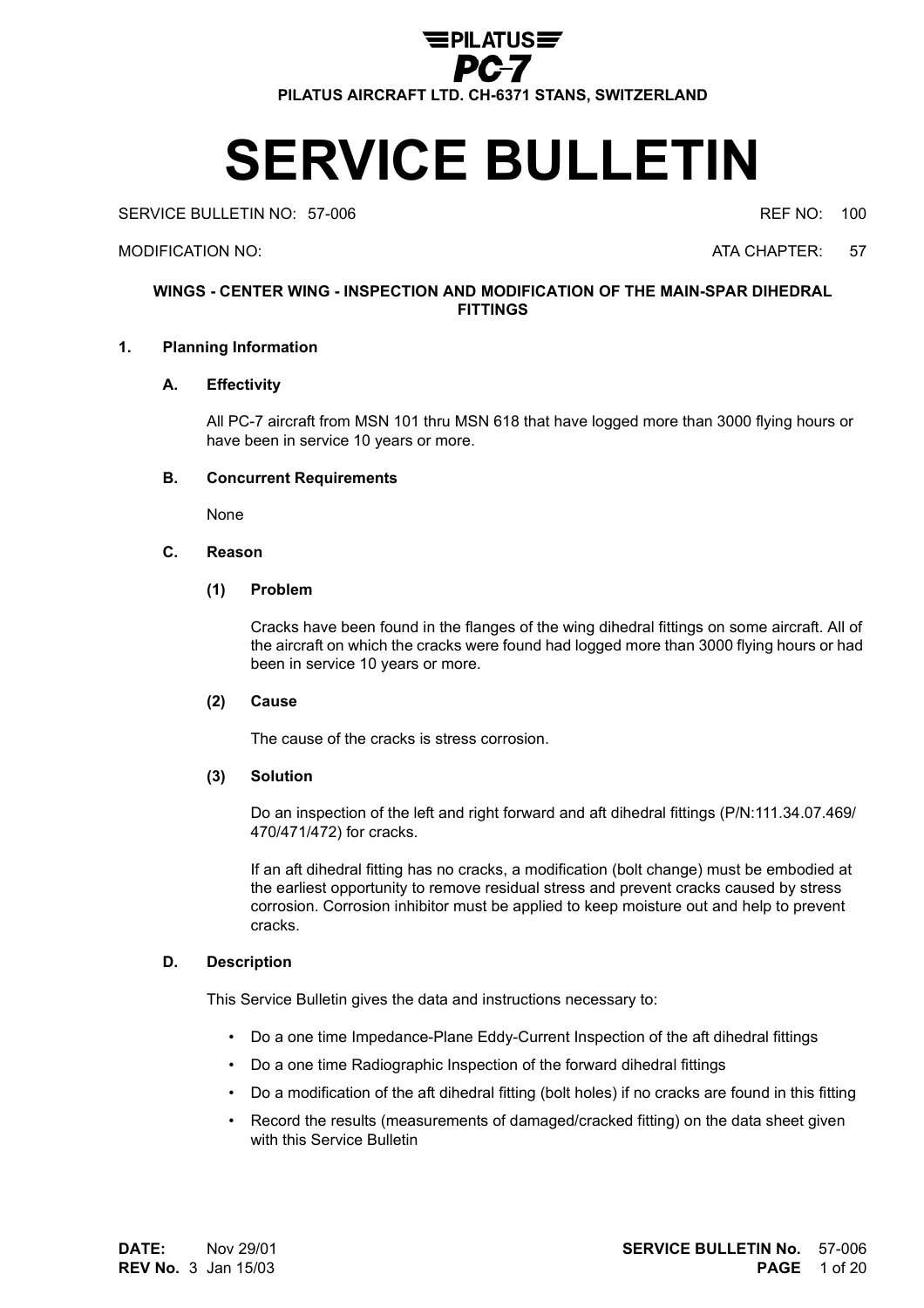# SERVICE BULLETIN

PILATUS PC-7

PILATUS AIRCRAFT LTD. CH-6371 STANS, SWITZERLAND

SERVICE BULLETIN NO: 57-006 REF NO: 100

MODIFICATION NO: ATA CHAPTER: 57

**WINGS - CENTER WING - INSPECTION AND MODIFICATION OF THE MAIN-SPAR DIHEDRAL FITTINGS**

## 1. Planning Information

### A. Effectivity

All PC-7 aircraft from MSN 101 thru MSN 618 that have logged more than 3000 flying hours or have been in service 10 years or more.

### B. Concurrent Requirements

None

### C. Reason

#### (1) Problem

Cracks have been found in the flanges of the wing dihedral fittings on some aircraft. All of the aircraft on which the cracks were found had logged more than 3000 flying hours or had been in service 10 years or more.

#### (2) Cause

The cause of the cracks is stress corrosion.

#### (3) Solution

Do an inspection of the left and right forward and aft dihedral fittings (P/N:111.34.07.469/470/471/472) for cracks.

If an aft dihedral fitting has no cracks, a modification (bolt change) must be embodied at the earliest opportunity to remove residual stress and prevent cracks caused by stress corrosion. Corrosion inhibitor must be applied to keep moisture out and help to prevent cracks.

### D. Description

This Service Bulletin gives the data and instructions necessary to:

- Do a one time Impedance-Plane Eddy-Current Inspection of the aft dihedral fittings
- Do a one time Radiographic Inspection of the forward dihedral fittings
- Do a modification of the aft dihedral fitting (bolt holes) if no cracks are found in this fitting
- Record the results (measurements of damaged/cracked fitting) on the data sheet given with this Service Bulletin

**DATE:** Nov 29/01
**REV No.** 3 Jan 15/03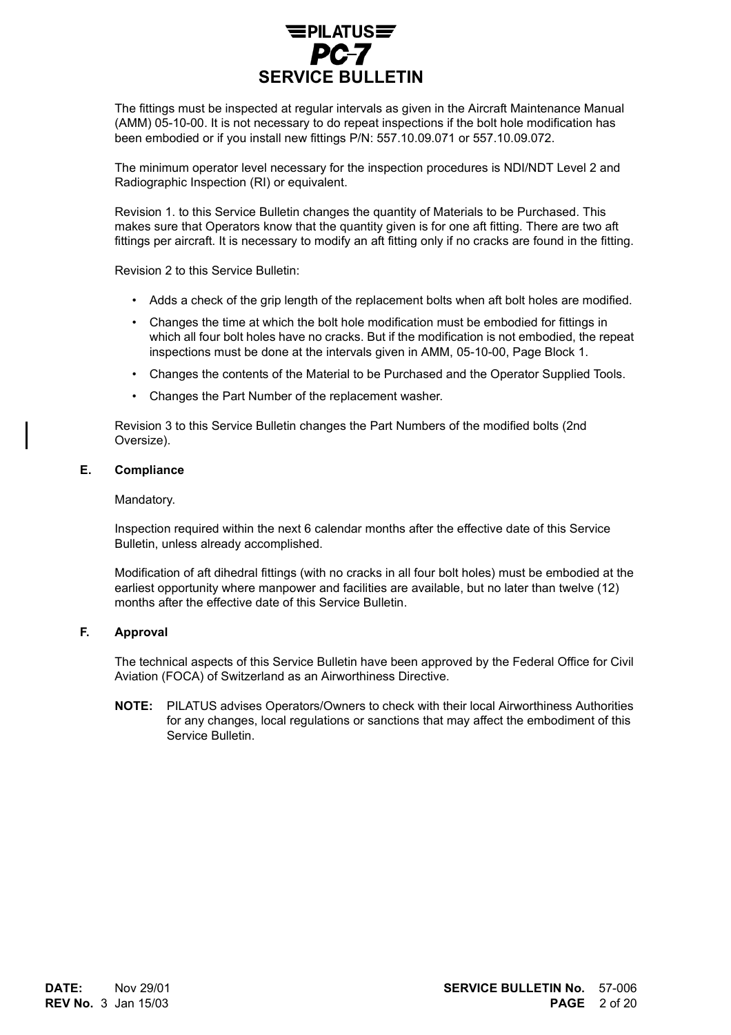The fittings must be inspected at regular intervals as given in the Aircraft Maintenance Manual (AMM) 05-10-00. It is not necessary to do repeat inspections if the bolt hole modification has been embodied or if you install new fittings P/N: 557.10.09.071 or 557.10.09.072.

The minimum operator level necessary for the inspection procedures is NDI/NDT Level 2 and Radiographic Inspection (RI) or equivalent.

Revision 1. to this Service Bulletin changes the quantity of Materials to be Purchased. This makes sure that Operators know that the quantity given is for one aft fitting. There are two aft fittings per aircraft. It is necessary to modify an aft fitting only if no cracks are found in the fitting.

Revision 2 to this Service Bulletin:

- Adds a check of the grip length of the replacement bolts when aft bolt holes are modified.
- Changes the time at which the bolt hole modification must be embodied for fittings in which all four bolt holes have no cracks. But if the modification is not embodied, the repeat inspections must be done at the intervals given in AMM, 05-10-00, Page Block 1.
- Changes the contents of the Material to be Purchased and the Operator Supplied Tools.
- Changes the Part Number of the replacement washer.

Revision 3 to this Service Bulletin changes the Part Numbers of the modified bolts (2nd Oversize).

### E. Compliance

Mandatory.

Inspection required within the next 6 calendar months after the effective date of this Service Bulletin, unless already accomplished.

Modification of aft dihedral fittings (with no cracks in all four bolt holes) must be embodied at the earliest opportunity where manpower and facilities are available, but no later than twelve (12) months after the effective date of this Service Bulletin.

### F. Approval

The technical aspects of this Service Bulletin have been approved by the Federal Office for Civil Aviation (FOCA) of Switzerland as an Airworthiness Directive.

**NOTE:** PILATUS advises Operators/Owners to check with their local Airworthiness Authorities for any changes, local regulations or sanctions that may affect the embodiment of this Service Bulletin.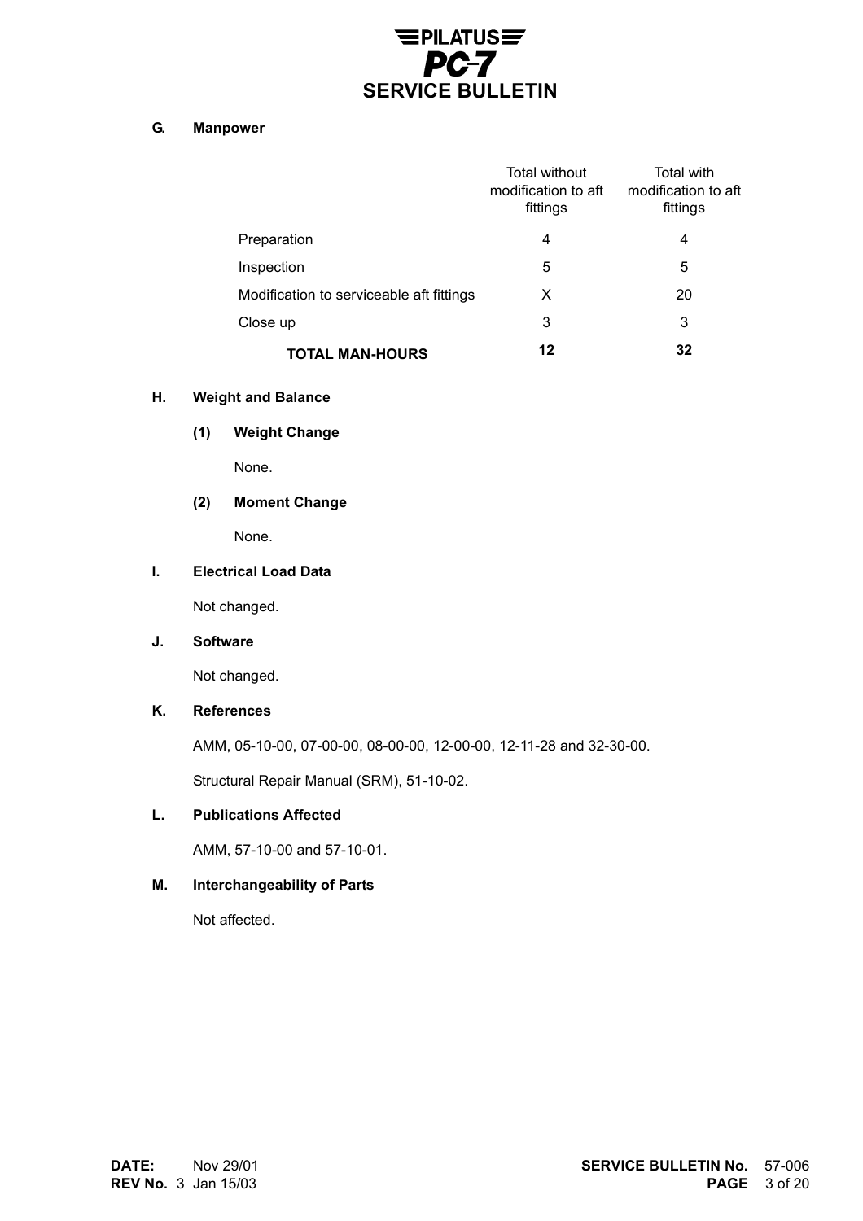### G. Manpower

| | Total without modification to aft fittings | Total with modification to aft fittings |
|---|---|---|
| Preparation | 4 | 4 |
| Inspection | 5 | 5 |
| Modification to serviceable aft fittings | X | 20 |
| Close up | 3 | 3 |
| **TOTAL MAN-HOURS** | **12** | **32** |

### H. Weight and Balance

#### (1) Weight Change

None.

#### (2) Moment Change

None.

### I. Electrical Load Data

Not changed.

### J. Software

Not changed.

### K. References

AMM, 05-10-00, 07-00-00, 08-00-00, 12-00-00, 12-11-28 and 32-30-00.

Structural Repair Manual (SRM), 51-10-02.

### L. Publications Affected

AMM, 57-10-00 and 57-10-01.

### M. Interchangeability of Parts

Not affected.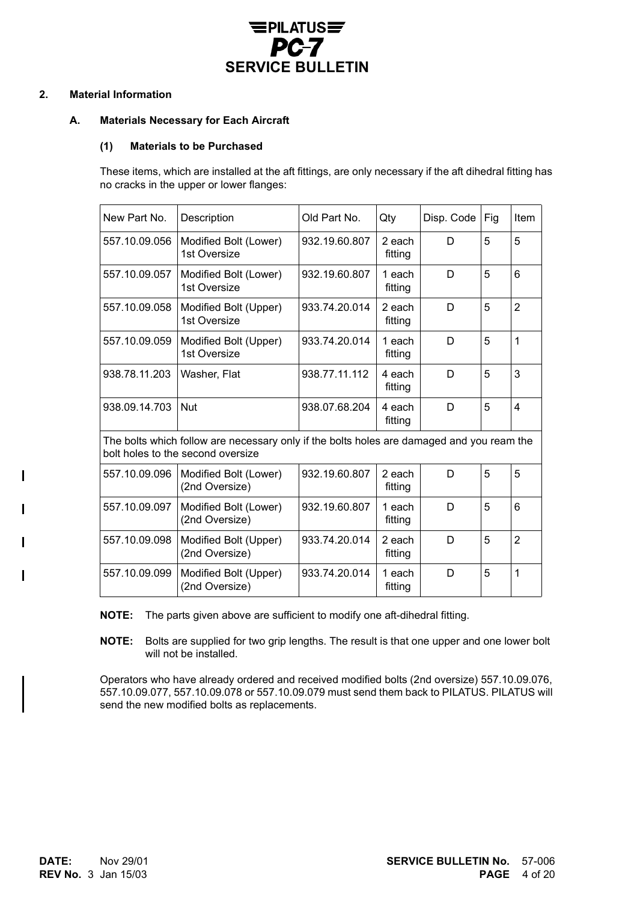## 2. Material Information

### A. Materials Necessary for Each Aircraft

#### (1) Materials to be Purchased

These items, which are installed at the aft fittings, are only necessary if the aft dihedral fitting has no cracks in the upper or lower flanges:

| New Part No. | Description | Old Part No. | Qty | Disp. Code | Fig | Item |
|---|---|---|---|---|---|---|
| 557.10.09.056 | Modified Bolt (Lower) 1st Oversize | 932.19.60.807 | 2 each fitting | D | 5 | 5 |
| 557.10.09.057 | Modified Bolt (Lower) 1st Oversize | 932.19.60.807 | 1 each fitting | D | 5 | 6 |
| 557.10.09.058 | Modified Bolt (Upper) 1st Oversize | 933.74.20.014 | 2 each fitting | D | 5 | 2 |
| 557.10.09.059 | Modified Bolt (Upper) 1st Oversize | 933.74.20.014 | 1 each fitting | D | 5 | 1 |
| 938.78.11.203 | Washer, Flat | 938.77.11.112 | 4 each fitting | D | 5 | 3 |
| 938.09.14.703 | Nut | 938.07.68.204 | 4 each fitting | D | 5 | 4 |
| The bolts which follow are necessary only if the bolts holes are damaged and you ream the bolt holes to the second oversize | | | | | | |
| 557.10.09.096 | Modified Bolt (Lower) (2nd Oversize) | 932.19.60.807 | 2 each fitting | D | 5 | 5 |
| 557.10.09.097 | Modified Bolt (Lower) (2nd Oversize) | 932.19.60.807 | 1 each fitting | D | 5 | 6 |
| 557.10.09.098 | Modified Bolt (Upper) (2nd Oversize) | 933.74.20.014 | 2 each fitting | D | 5 | 2 |
| 557.10.09.099 | Modified Bolt (Upper) (2nd Oversize) | 933.74.20.014 | 1 each fitting | D | 5 | 1 |

**NOTE:** The parts given above are sufficient to modify one aft-dihedral fitting.

**NOTE:** Bolts are supplied for two grip lengths. The result is that one upper and one lower bolt will not be installed.

Operators who have already ordered and received modified bolts (2nd oversize) 557.10.09.076, 557.10.09.077, 557.10.09.078 or 557.10.09.079 must send them back to PILATUS. PILATUS will send the new modified bolts as replacements.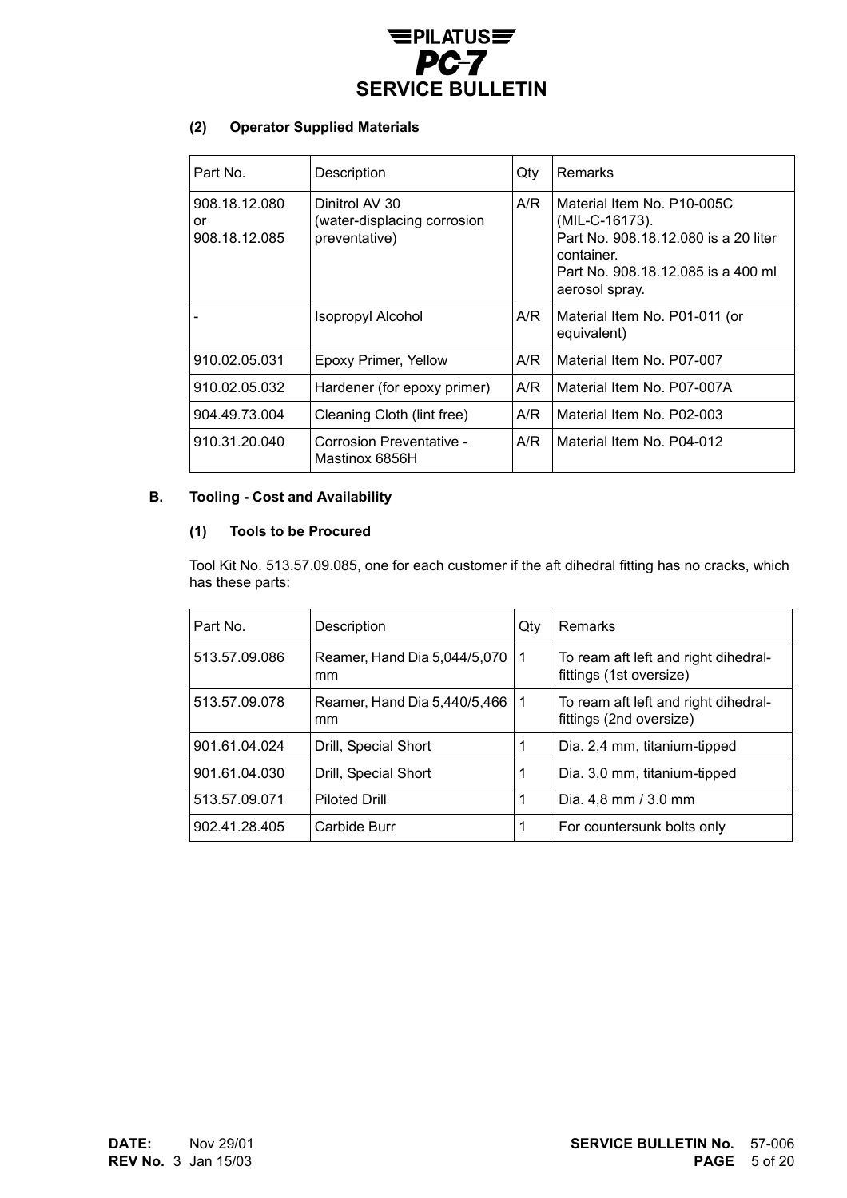#### (2) Operator Supplied Materials

| Part No. | Description | Qty | Remarks |
|---|---|---|---|
| 908.18.12.080 or 908.18.12.085 | Dinitrol AV 30 (water-displacing corrosion preventative) | A/R | Material Item No. P10-005C (MIL-C-16173). Part No. 908.18.12.080 is a 20 liter container. Part No. 908.18.12.085 is a 400 ml aerosol spray. |
| - | Isopropyl Alcohol | A/R | Material Item No. P01-011 (or equivalent) |
| 910.02.05.031 | Epoxy Primer, Yellow | A/R | Material Item No. P07-007 |
| 910.02.05.032 | Hardener (for epoxy primer) | A/R | Material Item No. P07-007A |
| 904.49.73.004 | Cleaning Cloth (lint free) | A/R | Material Item No. P02-003 |
| 910.31.20.040 | Corrosion Preventative - Mastinox 6856H | A/R | Material Item No. P04-012 |

### B. Tooling - Cost and Availability

#### (1) Tools to be Procured

Tool Kit No. 513.57.09.085, one for each customer if the aft dihedral fitting has no cracks, which has these parts:

| Part No. | Description | Qty | Remarks |
|---|---|---|---|
| 513.57.09.086 | Reamer, Hand Dia 5,044/5,070 mm | 1 | To ream aft left and right dihedral-fittings (1st oversize) |
| 513.57.09.078 | Reamer, Hand Dia 5,440/5,466 mm | 1 | To ream aft left and right dihedral-fittings (2nd oversize) |
| 901.61.04.024 | Drill, Special Short | 1 | Dia. 2,4 mm, titanium-tipped |
| 901.61.04.030 | Drill, Special Short | 1 | Dia. 3,0 mm, titanium-tipped |
| 513.57.09.071 | Piloted Drill | 1 | Dia. 4,8 mm / 3.0 mm |
| 902.41.28.405 | Carbide Burr | 1 | For countersunk bolts only |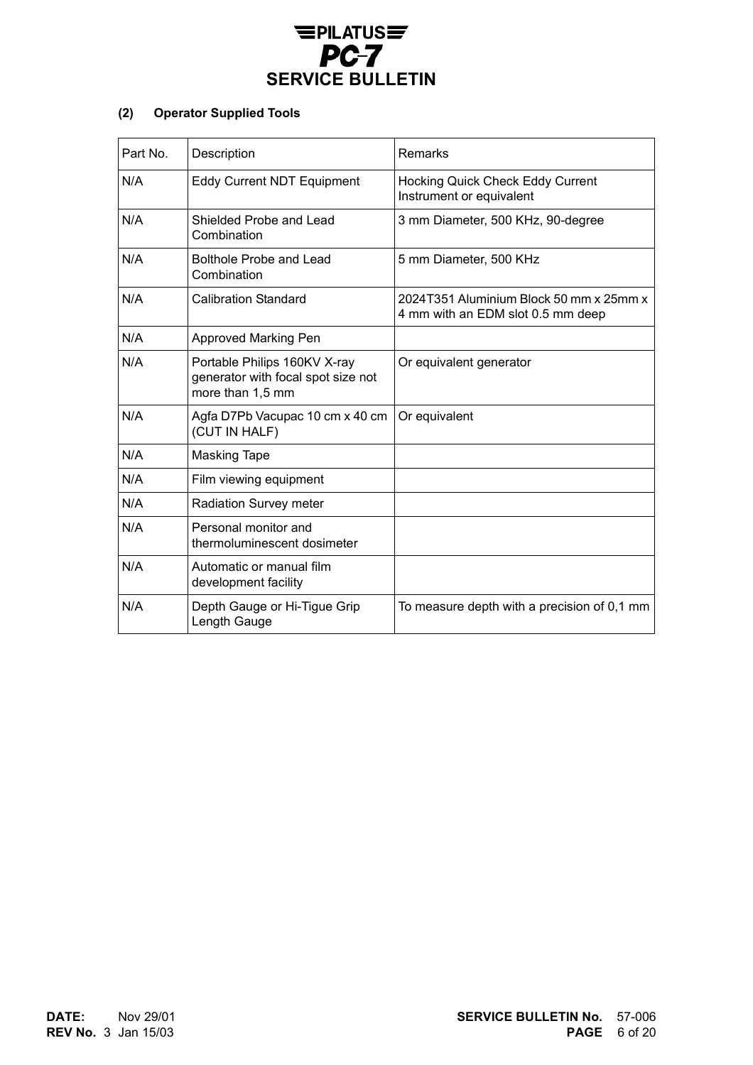### (2) Operator Supplied Tools

| Part No. | Description | Remarks |
| --- | --- | --- |
| N/A | Eddy Current NDT Equipment | Hocking Quick Check Eddy Current Instrument or equivalent |
| N/A | Shielded Probe and Lead Combination | 3 mm Diameter, 500 KHz, 90-degree |
| N/A | Bolthole Probe and Lead Combination | 5 mm Diameter, 500 KHz |
| N/A | Calibration Standard | 2024T351 Aluminium Block 50 mm x 25mm x 4 mm with an EDM slot 0.5 mm deep |
| N/A | Approved Marking Pen | |
| N/A | Portable Philips 160KV X-ray generator with focal spot size not more than 1,5 mm | Or equivalent generator |
| N/A | Agfa D7Pb Vacupac 10 cm x 40 cm (CUT IN HALF) | Or equivalent |
| N/A | Masking Tape | |
| N/A | Film viewing equipment | |
| N/A | Radiation Survey meter | |
| N/A | Personal monitor and thermoluminescent dosimeter | |
| N/A | Automatic or manual film development facility | |
| N/A | Depth Gauge or Hi-Tigue Grip Length Gauge | To measure depth with a precision of 0,1 mm |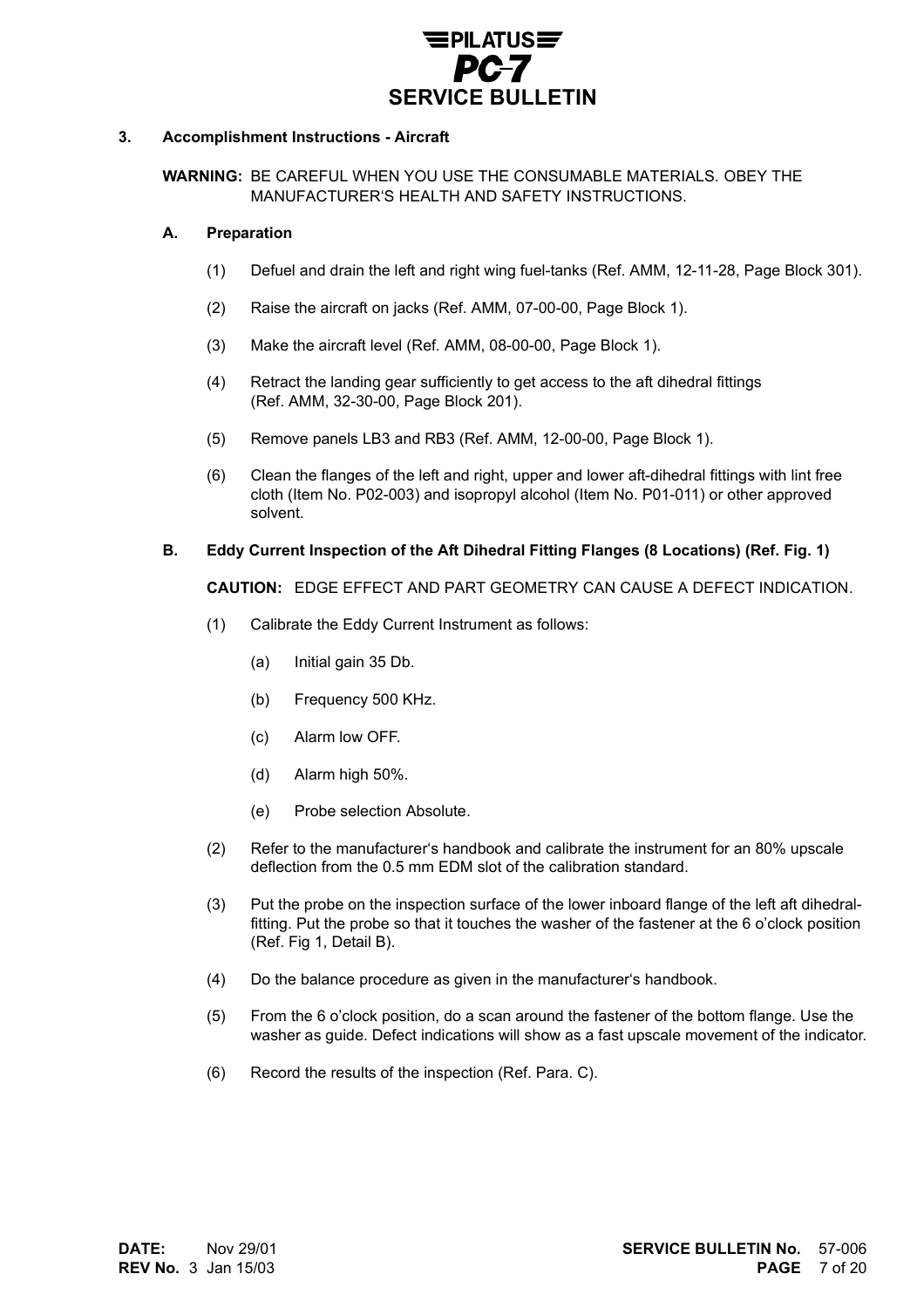### 3. Accomplishment Instructions - Aircraft

**WARNING:** BE CAREFUL WHEN YOU USE THE CONSUMABLE MATERIALS. OBEY THE MANUFACTURER'S HEALTH AND SAFETY INSTRUCTIONS.

#### A. Preparation

(1) Defuel and drain the left and right wing fuel-tanks (Ref. AMM, 12-11-28, Page Block 301).

(2) Raise the aircraft on jacks (Ref. AMM, 07-00-00, Page Block 1).

(3) Make the aircraft level (Ref. AMM, 08-00-00, Page Block 1).

(4) Retract the landing gear sufficiently to get access to the aft dihedral fittings (Ref. AMM, 32-30-00, Page Block 201).

(5) Remove panels LB3 and RB3 (Ref. AMM, 12-00-00, Page Block 1).

(6) Clean the flanges of the left and right, upper and lower aft-dihedral fittings with lint free cloth (Item No. P02-003) and isopropyl alcohol (Item No. P01-011) or other approved solvent.

#### B. Eddy Current Inspection of the Aft Dihedral Fitting Flanges (8 Locations) (Ref. Fig. 1)

**CAUTION:** EDGE EFFECT AND PART GEOMETRY CAN CAUSE A DEFECT INDICATION.

(1) Calibrate the Eddy Current Instrument as follows:

(a) Initial gain 35 Db.

(b) Frequency 500 KHz.

(c) Alarm low OFF.

(d) Alarm high 50%.

(e) Probe selection Absolute.

(2) Refer to the manufacturer's handbook and calibrate the instrument for an 80% upscale deflection from the 0.5 mm EDM slot of the calibration standard.

(3) Put the probe on the inspection surface of the lower inboard flange of the left aft dihedral-fitting. Put the probe so that it touches the washer of the fastener at the 6 o'clock position (Ref. Fig 1, Detail B).

(4) Do the balance procedure as given in the manufacturer's handbook.

(5) From the 6 o'clock position, do a scan around the fastener of the bottom flange. Use the washer as guide. Defect indications will show as a fast upscale movement of the indicator.

(6) Record the results of the inspection (Ref. Para. C).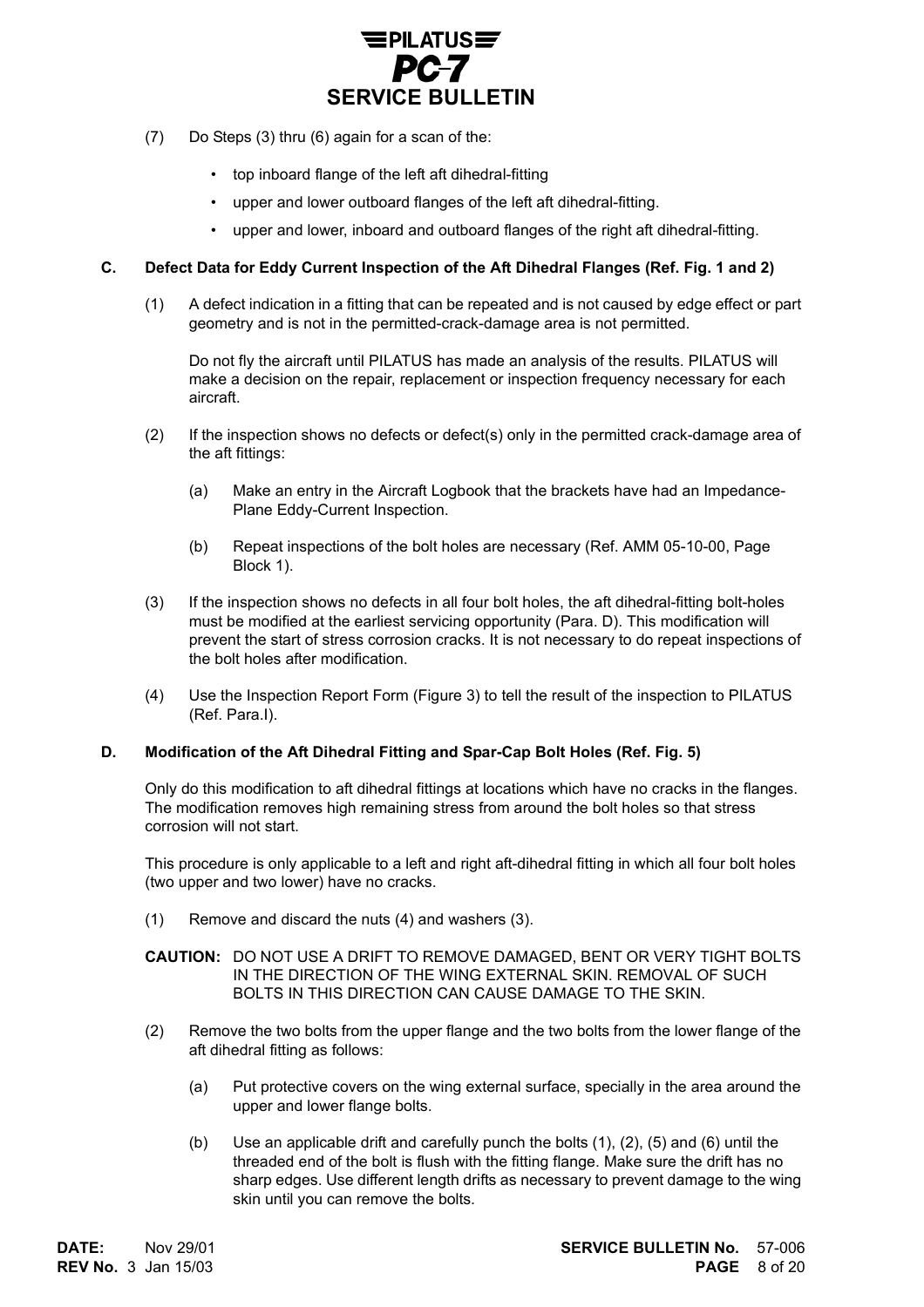(7) Do Steps (3) thru (6) again for a scan of the:

- top inboard flange of the left aft dihedral-fitting
- upper and lower outboard flanges of the left aft dihedral-fitting.
- upper and lower, inboard and outboard flanges of the right aft dihedral-fitting.

### C. Defect Data for Eddy Current Inspection of the Aft Dihedral Flanges (Ref. Fig. 1 and 2)

(1) A defect indication in a fitting that can be repeated and is not caused by edge effect or part geometry and is not in the permitted-crack-damage area is not permitted.

Do not fly the aircraft until PILATUS has made an analysis of the results. PILATUS will make a decision on the repair, replacement or inspection frequency necessary for each aircraft.

(2) If the inspection shows no defects or defect(s) only in the permitted crack-damage area of the aft fittings:

(a) Make an entry in the Aircraft Logbook that the brackets have had an Impedance-Plane Eddy-Current Inspection.

(b) Repeat inspections of the bolt holes are necessary (Ref. AMM 05-10-00, Page Block 1).

(3) If the inspection shows no defects in all four bolt holes, the aft dihedral-fitting bolt-holes must be modified at the earliest servicing opportunity (Para. D). This modification will prevent the start of stress corrosion cracks. It is not necessary to do repeat inspections of the bolt holes after modification.

(4) Use the Inspection Report Form (Figure 3) to tell the result of the inspection to PILATUS (Ref. Para.I).

### D. Modification of the Aft Dihedral Fitting and Spar-Cap Bolt Holes (Ref. Fig. 5)

Only do this modification to aft dihedral fittings at locations which have no cracks in the flanges. The modification removes high remaining stress from around the bolt holes so that stress corrosion will not start.

This procedure is only applicable to a left and right aft-dihedral fitting in which all four bolt holes (two upper and two lower) have no cracks.

(1) Remove and discard the nuts (4) and washers (3).

**CAUTION:** DO NOT USE A DRIFT TO REMOVE DAMAGED, BENT OR VERY TIGHT BOLTS IN THE DIRECTION OF THE WING EXTERNAL SKIN. REMOVAL OF SUCH BOLTS IN THIS DIRECTION CAN CAUSE DAMAGE TO THE SKIN.

(2) Remove the two bolts from the upper flange and the two bolts from the lower flange of the aft dihedral fitting as follows:

(a) Put protective covers on the wing external surface, specially in the area around the upper and lower flange bolts.

(b) Use an applicable drift and carefully punch the bolts (1), (2), (5) and (6) until the threaded end of the bolt is flush with the fitting flange. Make sure the drift has no sharp edges. Use different length drifts as necessary to prevent damage to the wing skin until you can remove the bolts.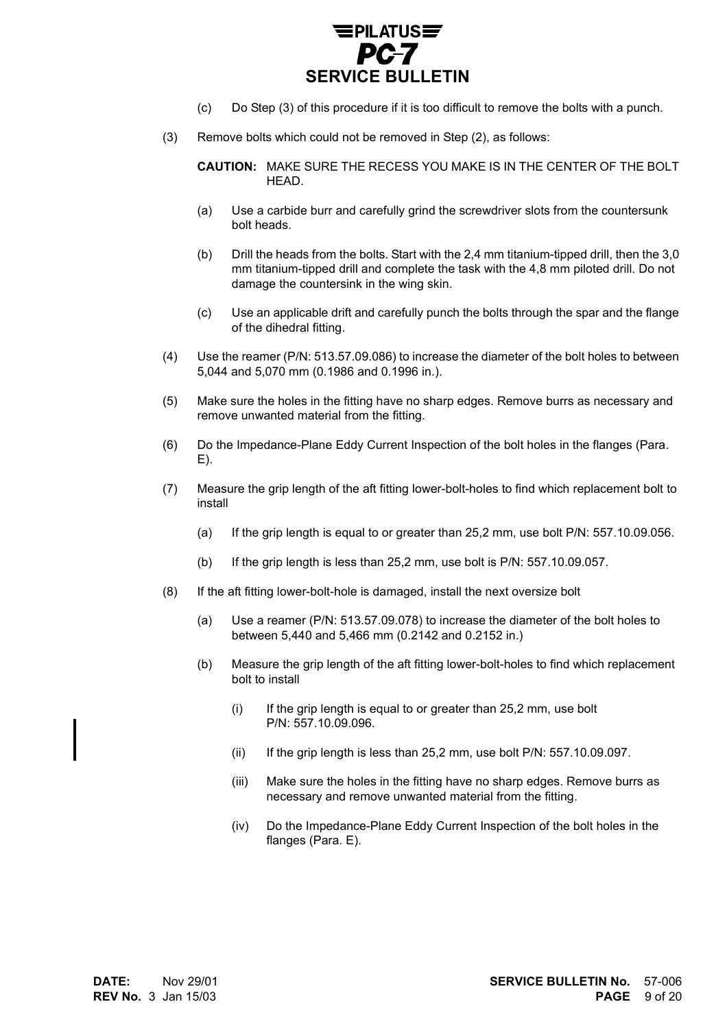(c) Do Step (3) of this procedure if it is too difficult to remove the bolts with a punch.

(3) Remove bolts which could not be removed in Step (2), as follows:

**CAUTION:** MAKE SURE THE RECESS YOU MAKE IS IN THE CENTER OF THE BOLT HEAD.

(a) Use a carbide burr and carefully grind the screwdriver slots from the countersunk bolt heads.

(b) Drill the heads from the bolts. Start with the 2,4 mm titanium-tipped drill, then the 3,0 mm titanium-tipped drill and complete the task with the 4,8 mm piloted drill. Do not damage the countersink in the wing skin.

(c) Use an applicable drift and carefully punch the bolts through the spar and the flange of the dihedral fitting.

(4) Use the reamer (P/N: 513.57.09.086) to increase the diameter of the bolt holes to between 5,044 and 5,070 mm (0.1986 and 0.1996 in.).

(5) Make sure the holes in the fitting have no sharp edges. Remove burrs as necessary and remove unwanted material from the fitting.

(6) Do the Impedance-Plane Eddy Current Inspection of the bolt holes in the flanges (Para. E).

(7) Measure the grip length of the aft fitting lower-bolt-holes to find which replacement bolt to install

(a) If the grip length is equal to or greater than 25,2 mm, use bolt P/N: 557.10.09.056.

(b) If the grip length is less than 25,2 mm, use bolt is P/N: 557.10.09.057.

(8) If the aft fitting lower-bolt-hole is damaged, install the next oversize bolt

(a) Use a reamer (P/N: 513.57.09.078) to increase the diameter of the bolt holes to between 5,440 and 5,466 mm (0.2142 and 0.2152 in.)

(b) Measure the grip length of the aft fitting lower-bolt-holes to find which replacement bolt to install

(i) If the grip length is equal to or greater than 25,2 mm, use bolt P/N: 557.10.09.096.

(ii) If the grip length is less than 25,2 mm, use bolt P/N: 557.10.09.097.

(iii) Make sure the holes in the fitting have no sharp edges. Remove burrs as necessary and remove unwanted material from the fitting.

(iv) Do the Impedance-Plane Eddy Current Inspection of the bolt holes in the flanges (Para. E).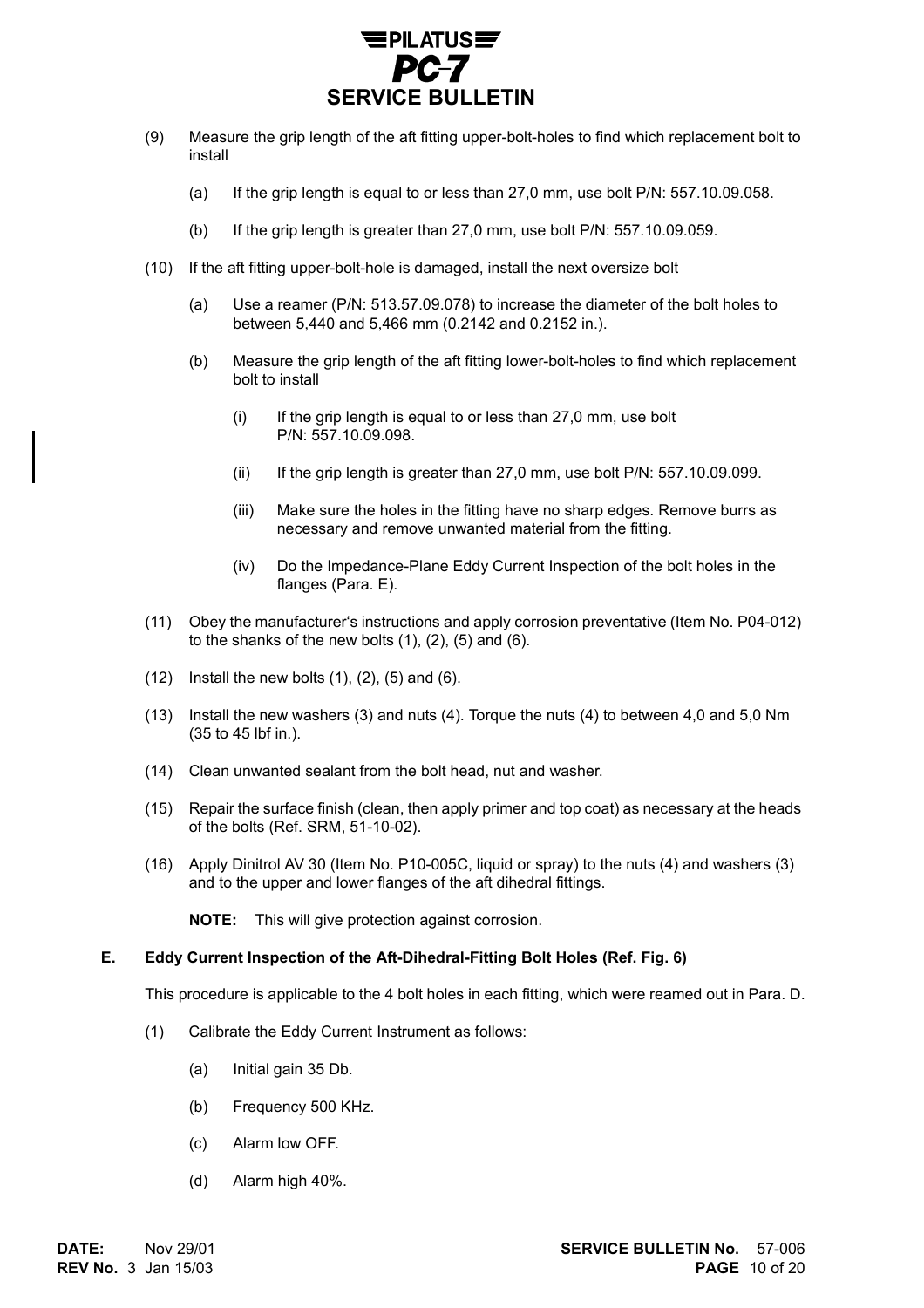(9) Measure the grip length of the aft fitting upper-bolt-holes to find which replacement bolt to install

   (a) If the grip length is equal to or less than 27,0 mm, use bolt P/N: 557.10.09.058.

   (b) If the grip length is greater than 27,0 mm, use bolt P/N: 557.10.09.059.

(10) If the aft fitting upper-bolt-hole is damaged, install the next oversize bolt

   (a) Use a reamer (P/N: 513.57.09.078) to increase the diameter of the bolt holes to between 5,440 and 5,466 mm (0.2142 and 0.2152 in.).

   (b) Measure the grip length of the aft fitting lower-bolt-holes to find which replacement bolt to install

      (i) If the grip length is equal to or less than 27,0 mm, use bolt P/N: 557.10.09.098.

      (ii) If the grip length is greater than 27,0 mm, use bolt P/N: 557.10.09.099.

      (iii) Make sure the holes in the fitting have no sharp edges. Remove burrs as necessary and remove unwanted material from the fitting.

      (iv) Do the Impedance-Plane Eddy Current Inspection of the bolt holes in the flanges (Para. E).

(11) Obey the manufacturer's instructions and apply corrosion preventative (Item No. P04-012) to the shanks of the new bolts (1), (2), (5) and (6).

(12) Install the new bolts (1), (2), (5) and (6).

(13) Install the new washers (3) and nuts (4). Torque the nuts (4) to between 4,0 and 5,0 Nm (35 to 45 lbf in.).

(14) Clean unwanted sealant from the bolt head, nut and washer.

(15) Repair the surface finish (clean, then apply primer and top coat) as necessary at the heads of the bolts (Ref. SRM, 51-10-02).

(16) Apply Dinitrol AV 30 (Item No. P10-005C, liquid or spray) to the nuts (4) and washers (3) and to the upper and lower flanges of the aft dihedral fittings.

   **NOTE:** This will give protection against corrosion.

### E. Eddy Current Inspection of the Aft-Dihedral-Fitting Bolt Holes (Ref. Fig. 6)

This procedure is applicable to the 4 bolt holes in each fitting, which were reamed out in Para. D.

(1) Calibrate the Eddy Current Instrument as follows:

   (a) Initial gain 35 Db.

   (b) Frequency 500 KHz.

   (c) Alarm low OFF.

   (d) Alarm high 40%.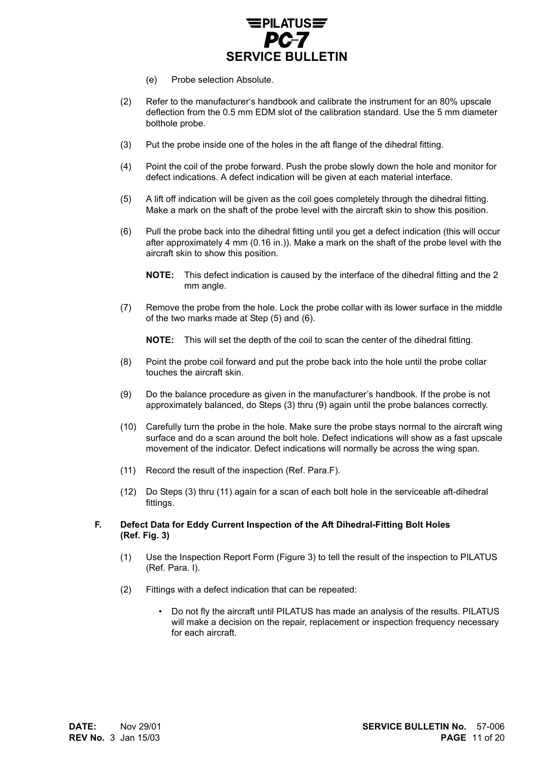(e) Probe selection Absolute.

(2) Refer to the manufacturer's handbook and calibrate the instrument for an 80% upscale deflection from the 0.5 mm EDM slot of the calibration standard. Use the 5 mm diameter boltholе probe.

(3) Put the probe inside one of the holes in the aft flange of the dihedral fitting.

(4) Point the coil of the probe forward. Push the probe slowly down the hole and monitor for defect indications. A defect indication will be given at each material interface.

(5) A lift off indication will be given as the coil goes completely through the dihedral fitting. Make a mark on the shaft of the probe level with the aircraft skin to show this position.

(6) Pull the probe back into the dihedral fitting until you get a defect indication (this will occur after approximately 4 mm (0.16 in.)). Make a mark on the shaft of the probe level with the aircraft skin to show this position.

**NOTE:** This defect indication is caused by the interface of the dihedral fitting and the 2 mm angle.

(7) Remove the probe from the hole. Lock the probe collar with its lower surface in the middle of the two marks made at Step (5) and (6).

**NOTE:** This will set the depth of the coil to scan the center of the dihedral fitting.

(8) Point the probe coil forward and put the probe back into the hole until the probe collar touches the aircraft skin.

(9) Do the balance procedure as given in the manufacturer's handbook. If the probe is not approximately balanced, do Steps (3) thru (9) again until the probe balances correctly.

(10) Carefully turn the probe in the hole. Make sure the probe stays normal to the aircraft wing surface and do a scan around the bolt hole. Defect indications will show as a fast upscale movement of the indicator. Defect indications will normally be across the wing span.

(11) Record the result of the inspection (Ref. Para.F).

(12) Do Steps (3) thru (11) again for a scan of each bolt hole in the serviceable aft-dihedral fittings.

### F. Defect Data for Eddy Current Inspection of the Aft Dihedral-Fitting Bolt Holes (Ref. Fig. 3)

(1) Use the Inspection Report Form (Figure 3) to tell the result of the inspection to PILATUS (Ref. Para. I).

(2) Fittings with a defect indication that can be repeated:

- Do not fly the aircraft until PILATUS has made an analysis of the results. PILATUS will make a decision on the repair, replacement or inspection frequency necessary for each aircraft.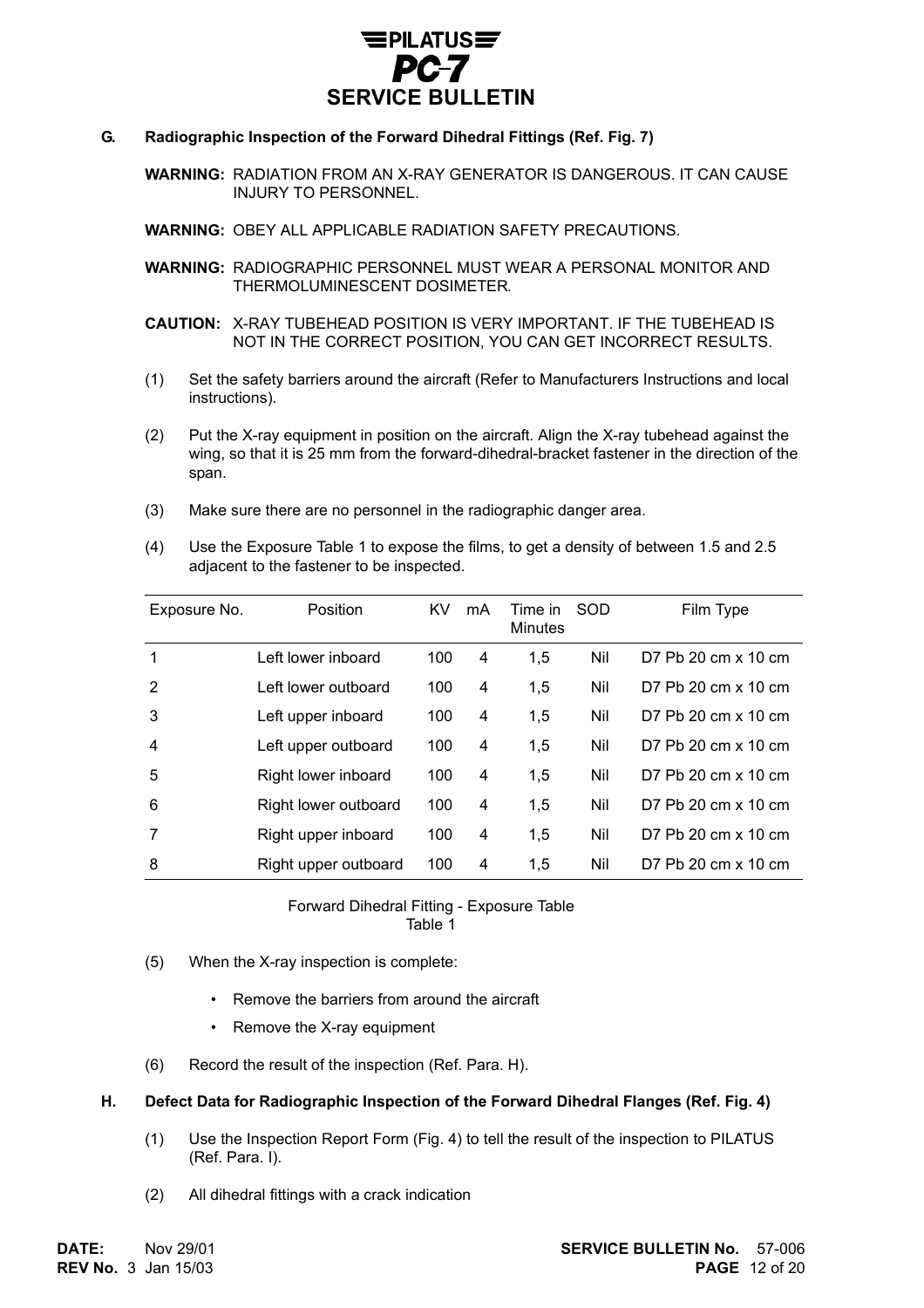### G. Radiographic Inspection of the Forward Dihedral Fittings (Ref. Fig. 7)

**WARNING:** RADIATION FROM AN X-RAY GENERATOR IS DANGEROUS. IT CAN CAUSE INJURY TO PERSONNEL.

**WARNING:** OBEY ALL APPLICABLE RADIATION SAFETY PRECAUTIONS.

**WARNING:** RADIOGRAPHIC PERSONNEL MUST WEAR A PERSONAL MONITOR AND THERMOLUMINESCENT DOSIMETER.

**CAUTION:** X-RAY TUBEHEAD POSITION IS VERY IMPORTANT. IF THE TUBEHEAD IS NOT IN THE CORRECT POSITION, YOU CAN GET INCORRECT RESULTS.

(1) Set the safety barriers around the aircraft (Refer to Manufacturers Instructions and local instructions).

(2) Put the X-ray equipment in position on the aircraft. Align the X-ray tubehead against the wing, so that it is 25 mm from the forward-dihedral-bracket fastener in the direction of the span.

(3) Make sure there are no personnel in the radiographic danger area.

(4) Use the Exposure Table 1 to expose the films, to get a density of between 1.5 and 2.5 adjacent to the fastener to be inspected.

| Exposure No. | Position | KV | mA | Time in Minutes | SOD | Film Type |
|---|---|---|---|---|---|---|
| 1 | Left lower inboard | 100 | 4 | 1,5 | Nil | D7 Pb 20 cm x 10 cm |
| 2 | Left lower outboard | 100 | 4 | 1,5 | Nil | D7 Pb 20 cm x 10 cm |
| 3 | Left upper inboard | 100 | 4 | 1,5 | Nil | D7 Pb 20 cm x 10 cm |
| 4 | Left upper outboard | 100 | 4 | 1,5 | Nil | D7 Pb 20 cm x 10 cm |
| 5 | Right lower inboard | 100 | 4 | 1,5 | Nil | D7 Pb 20 cm x 10 cm |
| 6 | Right lower outboard | 100 | 4 | 1,5 | Nil | D7 Pb 20 cm x 10 cm |
| 7 | Right upper inboard | 100 | 4 | 1,5 | Nil | D7 Pb 20 cm x 10 cm |
| 8 | Right upper outboard | 100 | 4 | 1,5 | Nil | D7 Pb 20 cm x 10 cm |

Forward Dihedral Fitting - Exposure Table
Table 1

(5) When the X-ray inspection is complete:

- Remove the barriers from around the aircraft
- Remove the X-ray equipment

(6) Record the result of the inspection (Ref. Para. H).

### H. Defect Data for Radiographic Inspection of the Forward Dihedral Flanges (Ref. Fig. 4)

(1) Use the Inspection Report Form (Fig. 4) to tell the result of the inspection to PILATUS (Ref. Para. I).

(2) All dihedral fittings with a crack indication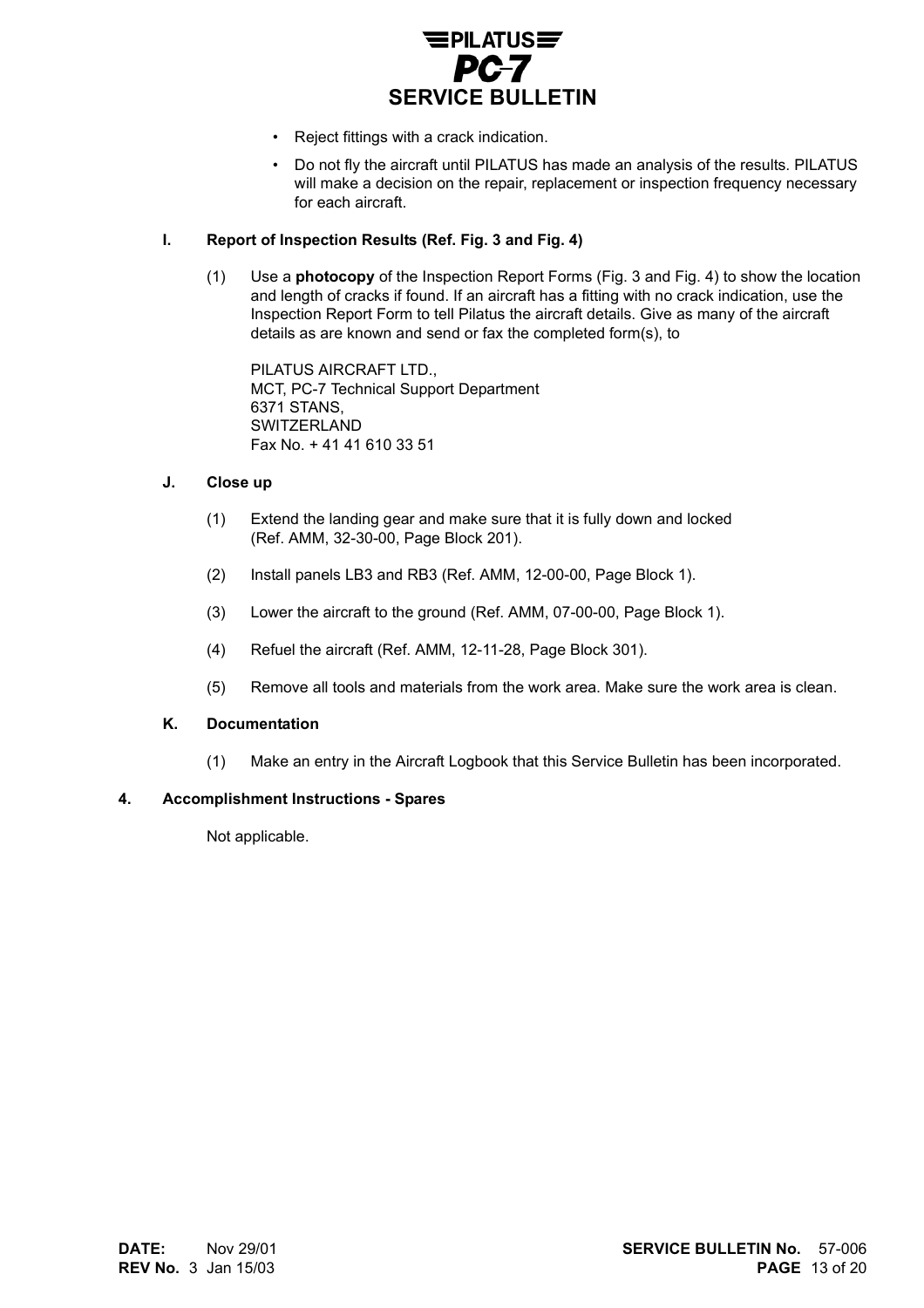- Reject fittings with a crack indication.
- Do not fly the aircraft until PILATUS has made an analysis of the results. PILATUS will make a decision on the repair, replacement or inspection frequency necessary for each aircraft.

### I. Report of Inspection Results (Ref. Fig. 3 and Fig. 4)

(1) Use a **photocopy** of the Inspection Report Forms (Fig. 3 and Fig. 4) to show the location and length of cracks if found. If an aircraft has a fitting with no crack indication, use the Inspection Report Form to tell Pilatus the aircraft details. Give as many of the aircraft details as are known and send or fax the completed form(s), to

PILATUS AIRCRAFT LTD.,
MCT, PC-7 Technical Support Department
6371 STANS,
SWITZERLAND
Fax No. + 41 41 610 33 51

### J. Close up

(1) Extend the landing gear and make sure that it is fully down and locked (Ref. AMM, 32-30-00, Page Block 201).

(2) Install panels LB3 and RB3 (Ref. AMM, 12-00-00, Page Block 1).

(3) Lower the aircraft to the ground (Ref. AMM, 07-00-00, Page Block 1).

(4) Refuel the aircraft (Ref. AMM, 12-11-28, Page Block 301).

(5) Remove all tools and materials from the work area. Make sure the work area is clean.

### K. Documentation

(1) Make an entry in the Aircraft Logbook that this Service Bulletin has been incorporated.

## 4. Accomplishment Instructions - Spares

Not applicable.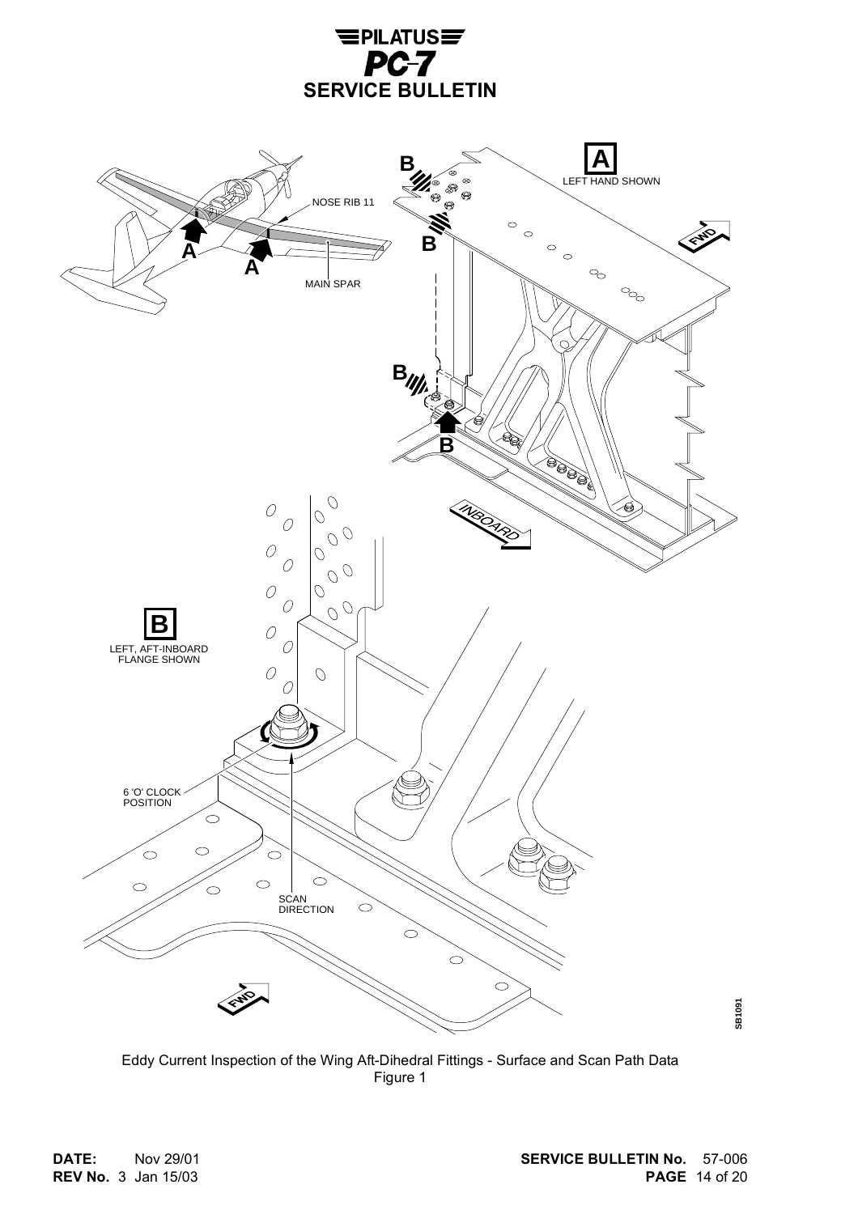NOSE RIB 11

MAIN SPAR

LEFT HAND SHOWN

FWD

INBOARD

LEFT, AFT-INBOARD FLANGE SHOWN

6 'O' CLOCK POSITION

SCAN DIRECTION

SB1091

Eddy Current Inspection of the Wing Aft-Dihedral Fittings - Surface and Scan Path Data
Figure 1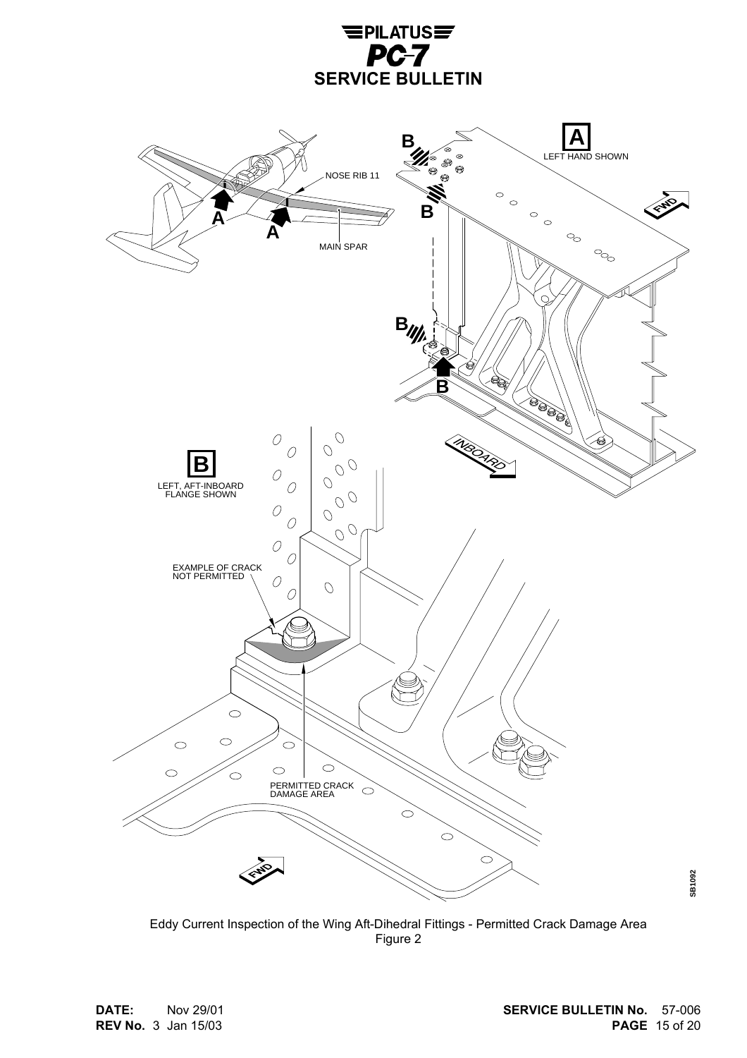LEFT HAND SHOWN

NOSE RIB 11

MAIN SPAR

INBOARD

FWD

LEFT, AFT-INBOARD FLANGE SHOWN

EXAMPLE OF CRACK NOT PERMITTED

PERMITTED CRACK DAMAGE AREA

SB1092

Eddy Current Inspection of the Wing Aft-Dihedral Fittings - Permitted Crack Damage Area
Figure 2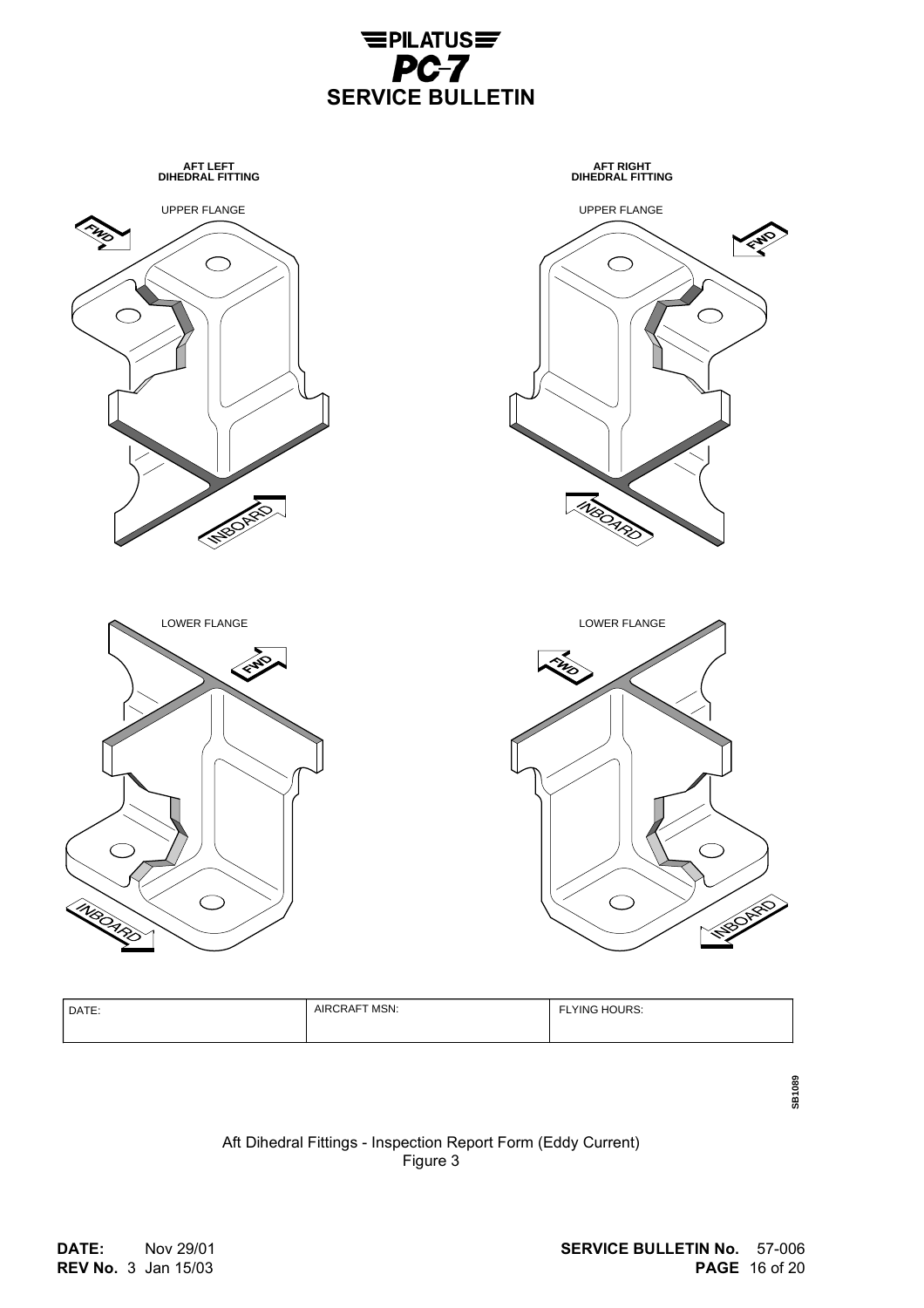AFT LEFT DIHEDRAL FITTING

UPPER FLANGE

LOWER FLANGE

AFT RIGHT DIHEDRAL FITTING

UPPER FLANGE

LOWER FLANGE

| DATE: | AIRCRAFT MSN: | FLYING HOURS: |
| --- | --- | --- |
| | | |

Aft Dihedral Fittings - Inspection Report Form (Eddy Current)
Figure 3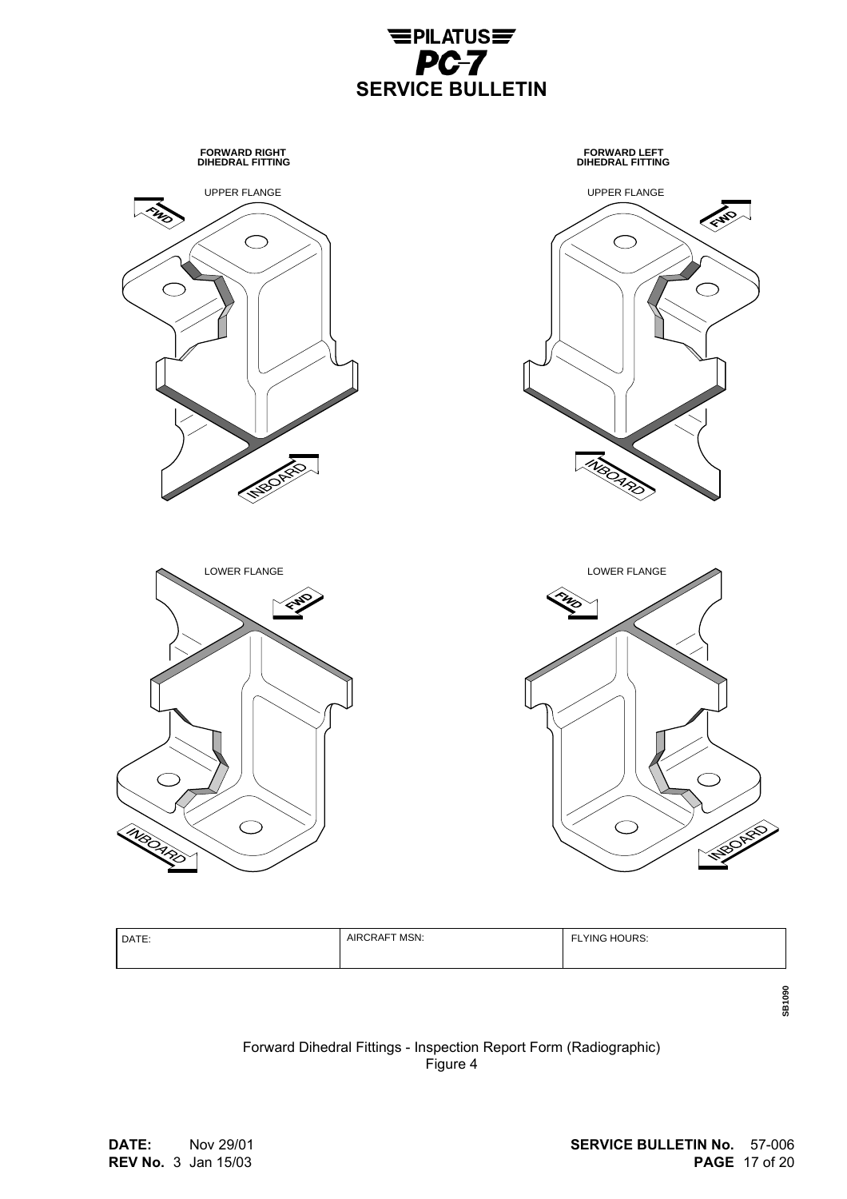FORWARD RIGHT DIHEDRAL FITTING

FORWARD LEFT DIHEDRAL FITTING

UPPER FLANGE

UPPER FLANGE

FWD

INBOARD

LOWER FLANGE

LOWER FLANGE

| DATE: | AIRCRAFT MSN: | FLYING HOURS: |
|---|---|---|
| | | |

SB1090

Forward Dihedral Fittings - Inspection Report Form (Radiographic)
Figure 4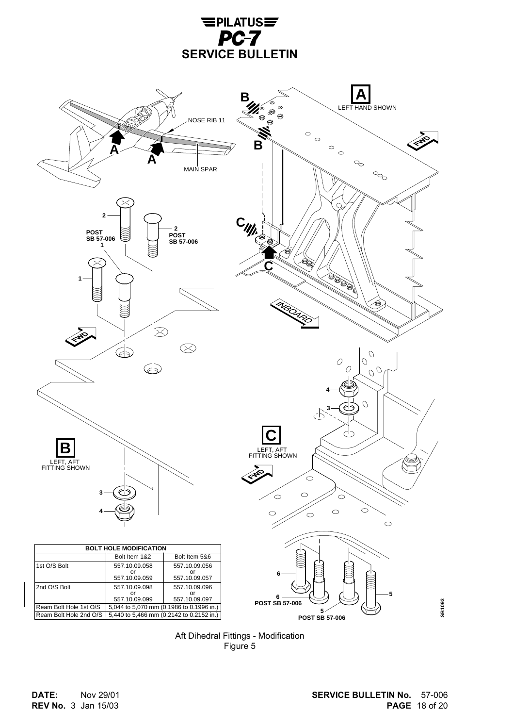| BOLT HOLE MODIFICATION | | |
| --- | --- | --- |
| | Bolt Item 1&2 | Bolt Item 5&6 |
| 1st O/S Bolt | 557.10.09.058 or 557.10.09.059 | 557.10.09.056 or 557.10.09.057 |
| 2nd O/S Bolt | 557.10.09.098 or 557.10.09.099 | 557.10.09.096 or 557.10.09.097 |
| Ream Bolt Hole 1st O/S | 5,044 to 5,070 mm (0.1986 to 0.1996 in.) | |
| Ream Bolt Hole 2nd O/S | 5,440 to 5,466 mm (0.2142 to 0.2152 in.) | |

Aft Dihedral Fittings - Modification
Figure 5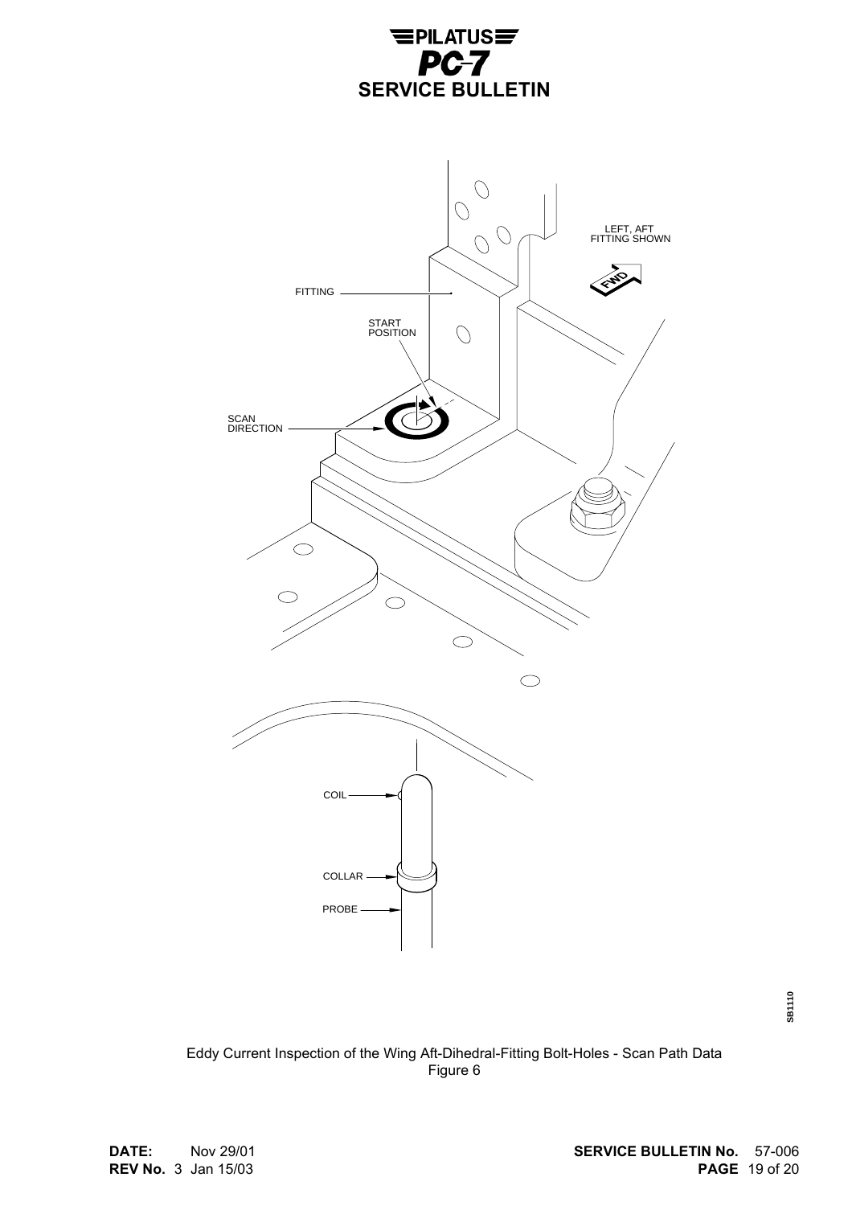Eddy Current Inspection of the Wing Aft-Dihedral-Fitting Bolt-Holes - Scan Path Data
Figure 6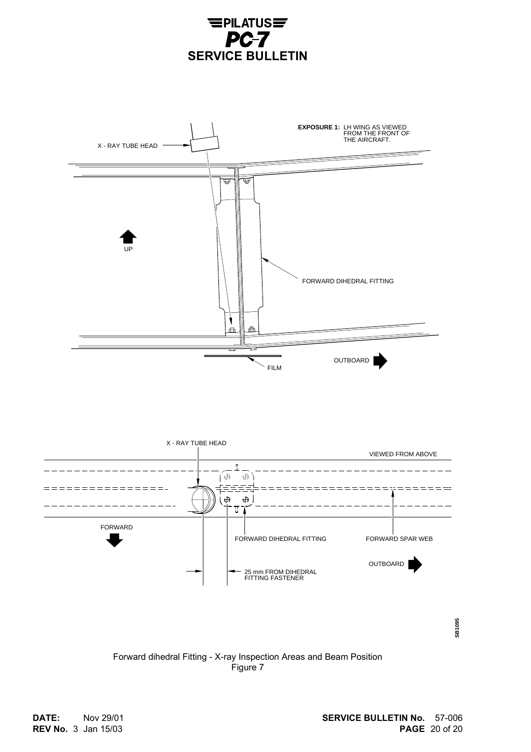EXPOSURE 1: LH WING AS VIEWED FROM THE FRONT OF THE AIRCRAFT.

X - RAY TUBE HEAD

UP

FORWARD DIHEDRAL FITTING

FILM

OUTBOARD

X - RAY TUBE HEAD

VIEWED FROM ABOVE

FORWARD

FORWARD DIHEDRAL FITTING

FORWARD SPAR WEB

OUTBOARD

25 mm FROM DIHEDRAL FITTING FASTENER

SB1095

Forward dihedral Fitting - X-ray Inspection Areas and Beam Position
Figure 7